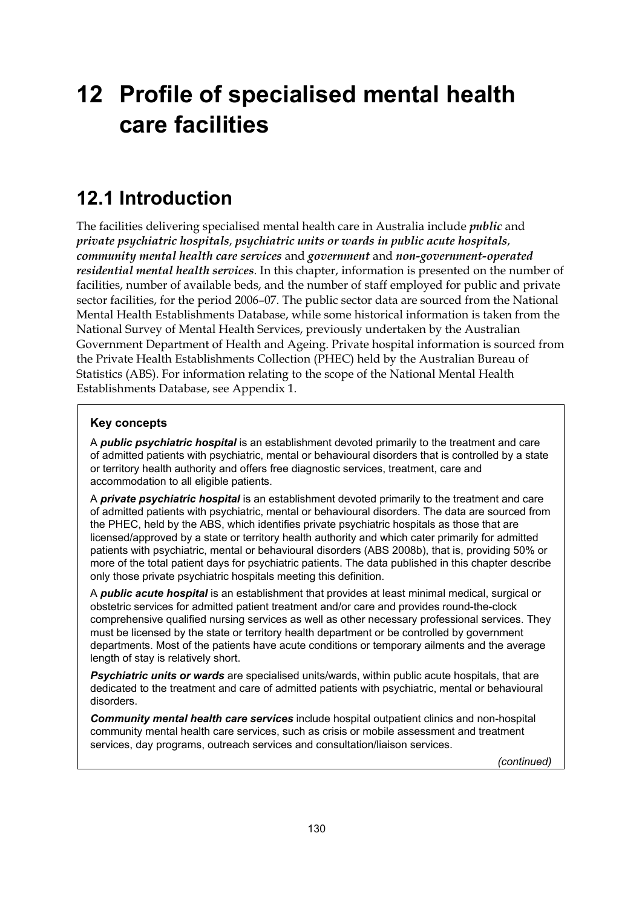# 12 Profile of specialised mental health care facilities

## 12.1 Introduction

The facilities delivering specialised mental health care in Australia include ***public*** and ***private psychiatric hospitals***, ***psychiatric units or wards in public acute hospitals***, ***community mental health care services*** and ***government*** and ***non-government-operated residential mental health services***. In this chapter, information is presented on the number of facilities, number of available beds, and the number of staff employed for public and private sector facilities, for the period 2006–07. The public sector data are sourced from the National Mental Health Establishments Database, while some historical information is taken from the National Survey of Mental Health Services, previously undertaken by the Australian Government Department of Health and Ageing. Private hospital information is sourced from the Private Health Establishments Collection (PHEC) held by the Australian Bureau of Statistics (ABS). For information relating to the scope of the National Mental Health Establishments Database, see Appendix 1.

### Key concepts

A ***public psychiatric hospital*** is an establishment devoted primarily to the treatment and care of admitted patients with psychiatric, mental or behavioural disorders that is controlled by a state or territory health authority and offers free diagnostic services, treatment, care and accommodation to all eligible patients.

A ***private psychiatric hospital*** is an establishment devoted primarily to the treatment and care of admitted patients with psychiatric, mental or behavioural disorders. The data are sourced from the PHEC, held by the ABS, which identifies private psychiatric hospitals as those that are licensed/approved by a state or territory health authority and which cater primarily for admitted patients with psychiatric, mental or behavioural disorders (ABS 2008b), that is, providing 50% or more of the total patient days for psychiatric patients. The data published in this chapter describe only those private psychiatric hospitals meeting this definition.

A ***public acute hospital*** is an establishment that provides at least minimal medical, surgical or obstetric services for admitted patient treatment and/or care and provides round-the-clock comprehensive qualified nursing services as well as other necessary professional services. They must be licensed by the state or territory health department or be controlled by government departments. Most of the patients have acute conditions or temporary ailments and the average length of stay is relatively short.

***Psychiatric units or wards*** are specialised units/wards, within public acute hospitals, that are dedicated to the treatment and care of admitted patients with psychiatric, mental or behavioural disorders.

***Community mental health care services*** include hospital outpatient clinics and non-hospital community mental health care services, such as crisis or mobile assessment and treatment services, day programs, outreach services and consultation/liaison services.

*(continued)*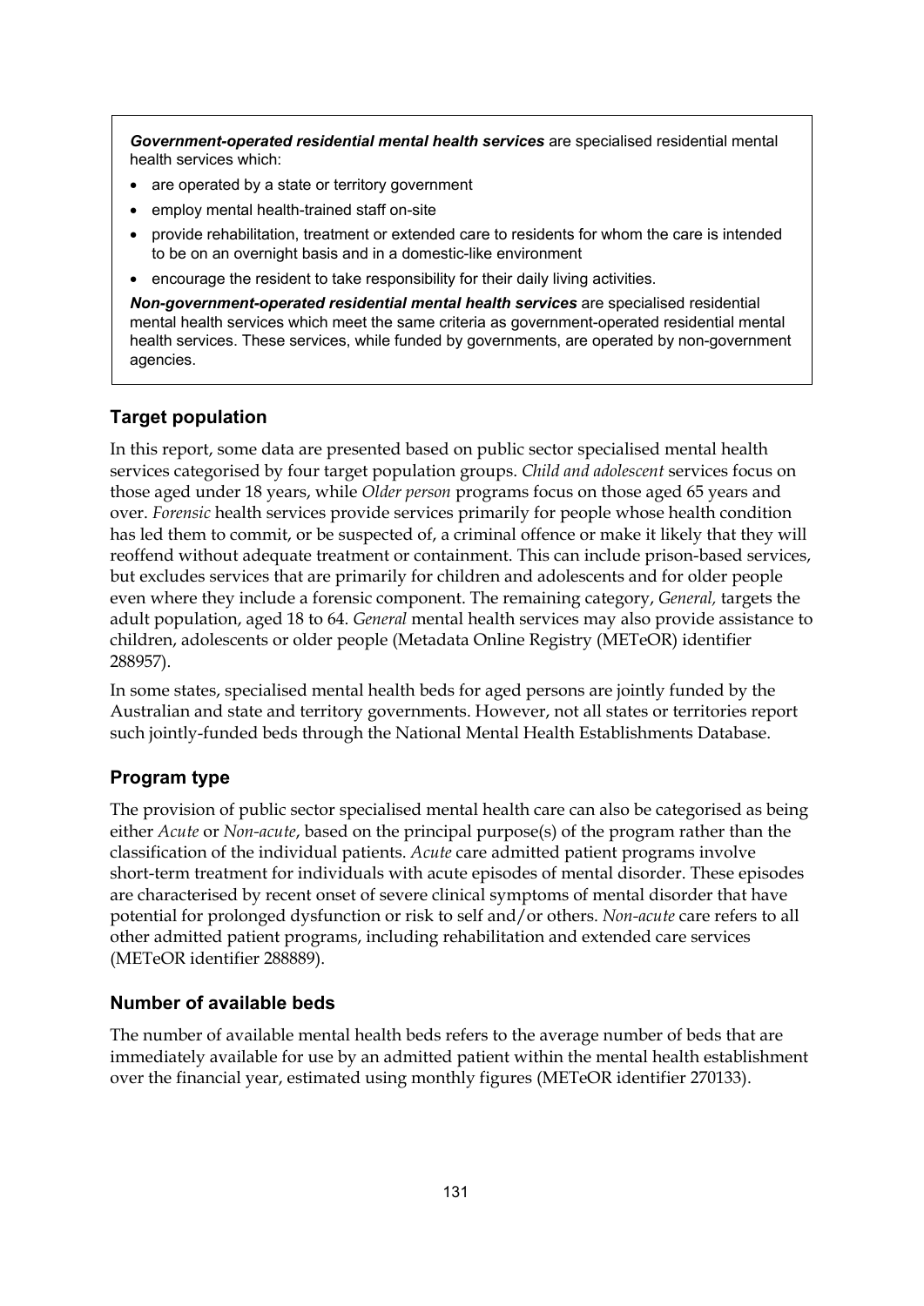***Government-operated residential mental health services*** are specialised residential mental health services which:

- are operated by a state or territory government
- employ mental health-trained staff on-site
- provide rehabilitation, treatment or extended care to residents for whom the care is intended to be on an overnight basis and in a domestic-like environment
- encourage the resident to take responsibility for their daily living activities.

***Non-government-operated residential mental health services*** are specialised residential mental health services which meet the same criteria as government-operated residential mental health services. These services, while funded by governments, are operated by non-government agencies.

### Target population

In this report, some data are presented based on public sector specialised mental health services categorised by four target population groups. *Child and adolescent* services focus on those aged under 18 years, while *Older person* programs focus on those aged 65 years and over. *Forensic* health services provide services primarily for people whose health condition has led them to commit, or be suspected of, a criminal offence or make it likely that they will reoffend without adequate treatment or containment. This can include prison-based services, but excludes services that are primarily for children and adolescents and for older people even where they include a forensic component. The remaining category, *General,* targets the adult population, aged 18 to 64. *General* mental health services may also provide assistance to children, adolescents or older people (Metadata Online Registry (METeOR) identifier 288957).

In some states, specialised mental health beds for aged persons are jointly funded by the Australian and state and territory governments. However, not all states or territories report such jointly-funded beds through the National Mental Health Establishments Database.

### Program type

The provision of public sector specialised mental health care can also be categorised as being either *Acute* or *Non-acute*, based on the principal purpose(s) of the program rather than the classification of the individual patients. *Acute* care admitted patient programs involve short-term treatment for individuals with acute episodes of mental disorder. These episodes are characterised by recent onset of severe clinical symptoms of mental disorder that have potential for prolonged dysfunction or risk to self and/or others. *Non-acute* care refers to all other admitted patient programs, including rehabilitation and extended care services (METeOR identifier 288889).

### Number of available beds

The number of available mental health beds refers to the average number of beds that are immediately available for use by an admitted patient within the mental health establishment over the financial year, estimated using monthly figures (METeOR identifier 270133).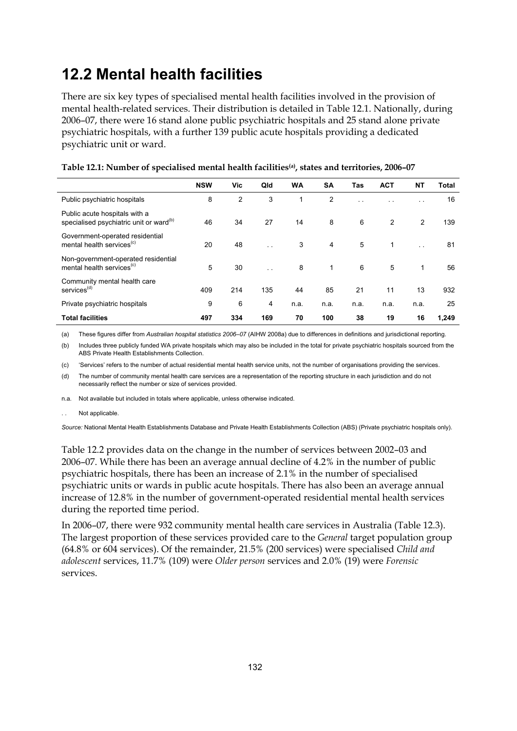# 12.2 Mental health facilities

There are six key types of specialised mental health facilities involved in the provision of mental health-related services. Their distribution is detailed in Table 12.1. Nationally, during 2006–07, there were 16 stand alone public psychiatric hospitals and 25 stand alone private psychiatric hospitals, with a further 139 public acute hospitals providing a dedicated psychiatric unit or ward.

**Table 12.1: Number of specialised mental health facilities[(a)], states and territories, 2006–07**

| | NSW | Vic | Qld | WA | SA | Tas | ACT | NT | Total |
|---|---|---|---|---|---|---|---|---|---|
| Public psychiatric hospitals | 8 | 2 | 3 | 1 | 2 | . . | . . | . . | 16 |
| Public acute hospitals with a specialised psychiatric unit or ward[(b)] | 46 | 34 | 27 | 14 | 8 | 6 | 2 | 2 | 139 |
| Government-operated residential mental health services[(c)] | 20 | 48 | . . | 3 | 4 | 5 | 1 | . . | 81 |
| Non-government-operated residential mental health services[(c)] | 5 | 30 | . . | 8 | 1 | 6 | 5 | 1 | 56 |
| Community mental health care services[(d)] | 409 | 214 | 135 | 44 | 85 | 21 | 11 | 13 | 932 |
| Private psychiatric hospitals | 9 | 6 | 4 | n.a. | n.a. | n.a. | n.a. | n.a. | 25 |
| **Total facilities** | **497** | **334** | **169** | **70** | **100** | **38** | **19** | **16** | **1,249** |

(a) These figures differ from *Australian hospital statistics 2006–07* (AIHW 2008a) due to differences in definitions and jurisdictional reporting.

(b) Includes three publicly funded WA private hospitals which may also be included in the total for private psychiatric hospitals sourced from the ABS Private Health Establishments Collection.

(c) 'Services' refers to the number of actual residential mental health service units, not the number of organisations providing the services.

(d) The number of community mental health care services are a representation of the reporting structure in each jurisdiction and do not necessarily reflect the number or size of services provided.

n.a. Not available but included in totals where applicable, unless otherwise indicated.

. . Not applicable.

*Source:* National Mental Health Establishments Database and Private Health Establishments Collection (ABS) (Private psychiatric hospitals only).

Table 12.2 provides data on the change in the number of services between 2002–03 and 2006–07. While there has been an average annual decline of 4.2% in the number of public psychiatric hospitals, there has been an increase of 2.1% in the number of specialised psychiatric units or wards in public acute hospitals. There has also been an average annual increase of 12.8% in the number of government-operated residential mental health services during the reported time period.

In 2006–07, there were 932 community mental health care services in Australia (Table 12.3). The largest proportion of these services provided care to the *General* target population group (64.8% or 604 services). Of the remainder, 21.5% (200 services) were specialised *Child and adolescent* services, 11.7% (109) were *Older person* services and 2.0% (19) were *Forensic* services.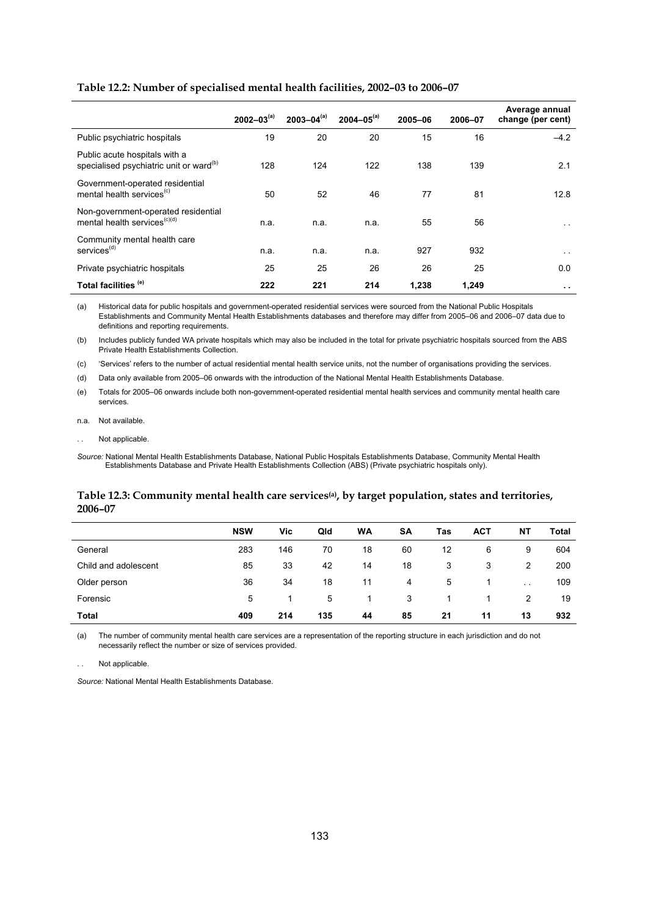**Table 12.2: Number of specialised mental health facilities, 2002–03 to 2006–07**

| | 2002–03[(a)] | 2003–04[(a)] | 2004–05[(a)] | 2005–06 | 2006–07 | Average annual change (per cent) |
|---|---|---|---|---|---|---|
| Public psychiatric hospitals | 19 | 20 | 20 | 15 | 16 | –4.2 |
| Public acute hospitals with a specialised psychiatric unit or ward[(b)] | 128 | 124 | 122 | 138 | 139 | 2.1 |
| Government-operated residential mental health services[(c)] | 50 | 52 | 46 | 77 | 81 | 12.8 |
| Non-government-operated residential mental health services[(c)(d)] | n.a. | n.a. | n.a. | 55 | 56 | . . |
| Community mental health care services[(d)] | n.a. | n.a. | n.a. | 927 | 932 | . . |
| Private psychiatric hospitals | 25 | 25 | 26 | 26 | 25 | 0.0 |
| **Total facilities [(e)]** | **222** | **221** | **214** | **1,238** | **1,249** | **. .** |

(a) Historical data for public hospitals and government-operated residential services were sourced from the National Public Hospitals Establishments and Community Mental Health Establishments databases and therefore may differ from 2005–06 and 2006–07 data due to definitions and reporting requirements.

(b) Includes publicly funded WA private hospitals which may also be included in the total for private psychiatric hospitals sourced from the ABS Private Health Establishments Collection.

(c) 'Services' refers to the number of actual residential mental health service units, not the number of organisations providing the services.

(d) Data only available from 2005–06 onwards with the introduction of the National Mental Health Establishments Database.

(e) Totals for 2005–06 onwards include both non-government-operated residential mental health services and community mental health care services.

n.a. Not available.

. . Not applicable.

*Source:* National Mental Health Establishments Database, National Public Hospitals Establishments Database, Community Mental Health Establishments Database and Private Health Establishments Collection (ABS) (Private psychiatric hospitals only).

**Table 12.3: Community mental health care services[(a)], by target population, states and territories, 2006–07**

| | NSW | Vic | Qld | WA | SA | Tas | ACT | NT | Total |
|---|---|---|---|---|---|---|---|---|---|
| General | 283 | 146 | 70 | 18 | 60 | 12 | 6 | 9 | 604 |
| Child and adolescent | 85 | 33 | 42 | 14 | 18 | 3 | 3 | 2 | 200 |
| Older person | 36 | 34 | 18 | 11 | 4 | 5 | 1 | . . | 109 |
| Forensic | 5 | 1 | 5 | 1 | 3 | 1 | 1 | 2 | 19 |
| **Total** | **409** | **214** | **135** | **44** | **85** | **21** | **11** | **13** | **932** |

(a) The number of community mental health care services are a representation of the reporting structure in each jurisdiction and do not necessarily reflect the number or size of services provided.

. . Not applicable.

*Source:* National Mental Health Establishments Database.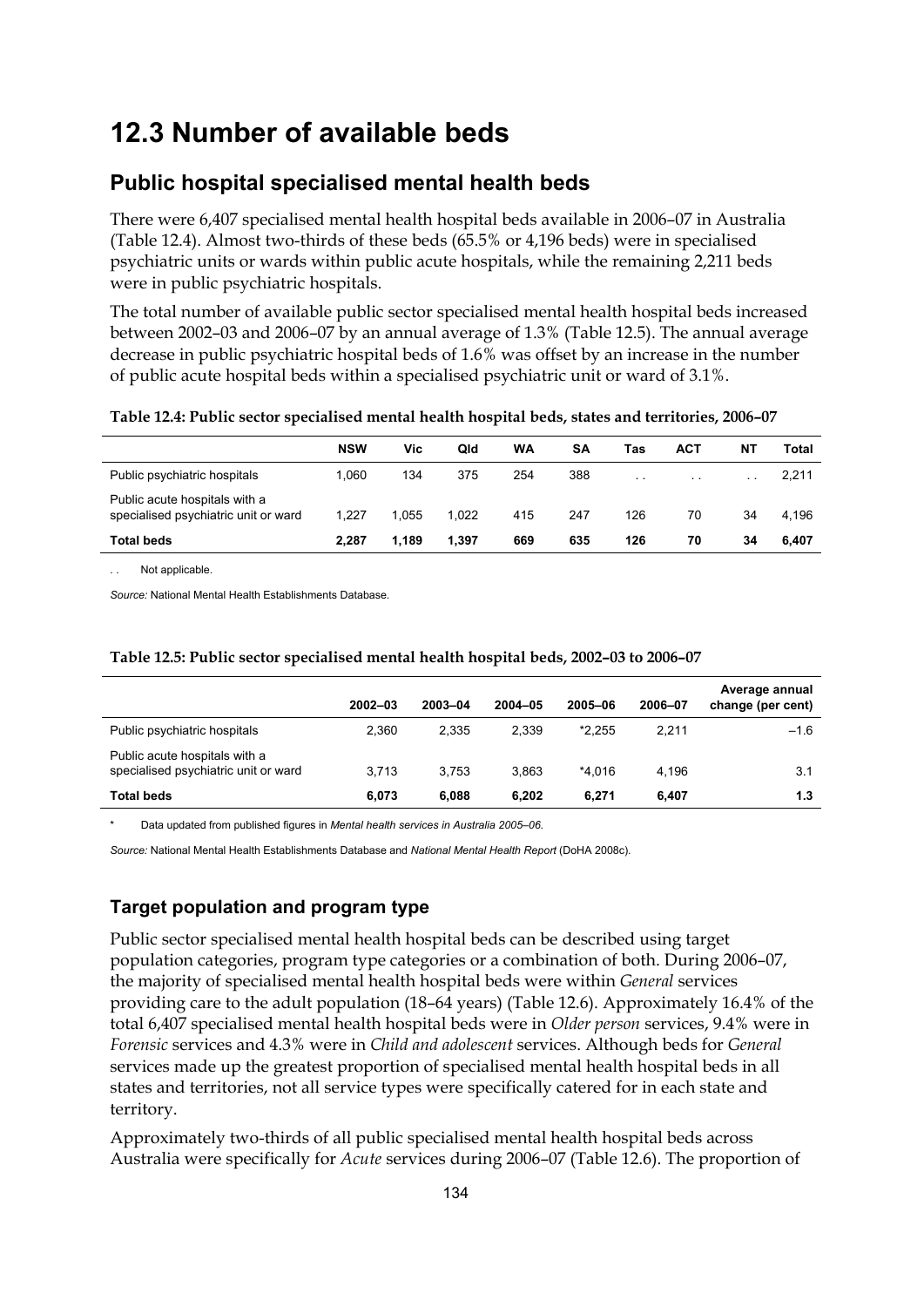# 12.3 Number of available beds

## Public hospital specialised mental health beds

There were 6,407 specialised mental health hospital beds available in 2006–07 in Australia (Table 12.4). Almost two-thirds of these beds (65.5% or 4,196 beds) were in specialised psychiatric units or wards within public acute hospitals, while the remaining 2,211 beds were in public psychiatric hospitals.

The total number of available public sector specialised mental health hospital beds increased between 2002–03 and 2006–07 by an annual average of 1.3% (Table 12.5). The annual average decrease in public psychiatric hospital beds of 1.6% was offset by an increase in the number of public acute hospital beds within a specialised psychiatric unit or ward of 3.1%.

**Table 12.4: Public sector specialised mental health hospital beds, states and territories, 2006–07**

| | NSW | Vic | Qld | WA | SA | Tas | ACT | NT | Total |
|---|---|---|---|---|---|---|---|---|---|
| Public psychiatric hospitals | 1,060 | 134 | 375 | 254 | 388 | . . | . . | . . | 2,211 |
| Public acute hospitals with a specialised psychiatric unit or ward | 1,227 | 1,055 | 1,022 | 415 | 247 | 126 | 70 | 34 | 4,196 |
| **Total beds** | **2,287** | **1,189** | **1,397** | **669** | **635** | **126** | **70** | **34** | **6,407** |

. . Not applicable.

*Source:* National Mental Health Establishments Database.

**Table 12.5: Public sector specialised mental health hospital beds, 2002–03 to 2006–07**

| | 2002–03 | 2003–04 | 2004–05 | 2005–06 | 2006–07 | Average annual change (per cent) |
|---|---|---|---|---|---|---|
| Public psychiatric hospitals | 2,360 | 2,335 | 2,339 | *2,255 | 2,211 | –1.6 |
| Public acute hospitals with a specialised psychiatric unit or ward | 3,713 | 3,753 | 3,863 | *4,016 | 4,196 | 3.1 |
| **Total beds** | **6,073** | **6,088** | **6,202** | **6,271** | **6,407** | **1.3** |

\* Data updated from published figures in *Mental health services in Australia 2005–06*.

*Source:* National Mental Health Establishments Database and *National Mental Health Report* (DoHA 2008c).

## Target population and program type

Public sector specialised mental health hospital beds can be described using target population categories, program type categories or a combination of both. During 2006–07, the majority of specialised mental health hospital beds were within *General* services providing care to the adult population (18–64 years) (Table 12.6). Approximately 16.4% of the total 6,407 specialised mental health hospital beds were in *Older person* services, 9.4% were in *Forensic* services and 4.3% were in *Child and adolescent* services. Although beds for *General* services made up the greatest proportion of specialised mental health hospital beds in all states and territories, not all service types were specifically catered for in each state and territory.

Approximately two-thirds of all public specialised mental health hospital beds across Australia were specifically for *Acute* services during 2006–07 (Table 12.6). The proportion of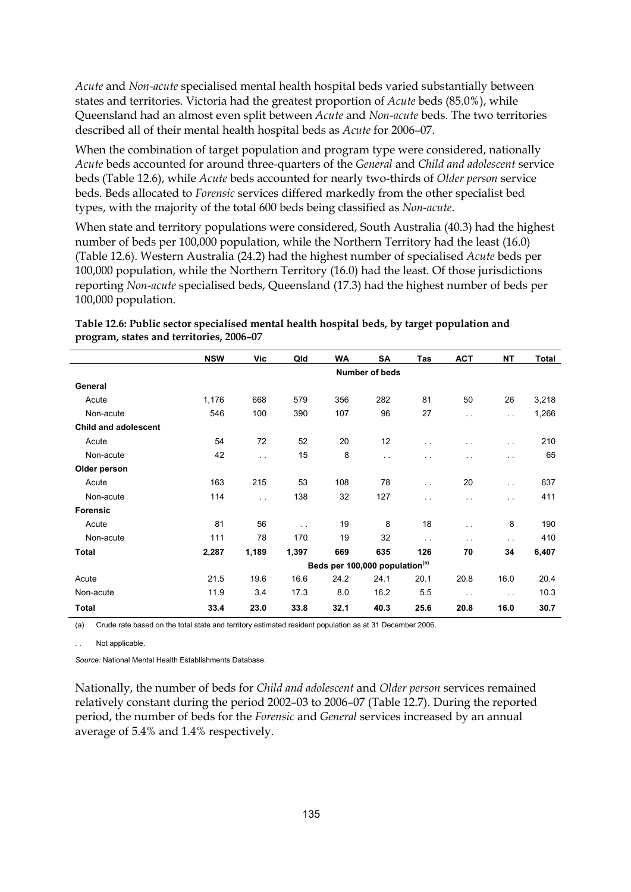*Acute* and *Non-acute* specialised mental health hospital beds varied substantially between states and territories. Victoria had the greatest proportion of *Acute* beds (85.0%), while Queensland had an almost even split between *Acute* and *Non-acute* beds. The two territories described all of their mental health hospital beds as *Acute* for 2006–07.

When the combination of target population and program type were considered, nationally *Acute* beds accounted for around three-quarters of the *General* and *Child and adolescent* service beds (Table 12.6), while *Acute* beds accounted for nearly two-thirds of *Older person* service beds. Beds allocated to *Forensic* services differed markedly from the other specialist bed types, with the majority of the total 600 beds being classified as *Non-acute*.

When state and territory populations were considered, South Australia (40.3) had the highest number of beds per 100,000 population, while the Northern Territory had the least (16.0) (Table 12.6). Western Australia (24.2) had the highest number of specialised *Acute* beds per 100,000 population, while the Northern Territory (16.0) had the least. Of those jurisdictions reporting *Non-acute* specialised beds, Queensland (17.3) had the highest number of beds per 100,000 population.

**Table 12.6: Public sector specialised mental health hospital beds, by target population and program, states and territories, 2006–07**

| | NSW | Vic | Qld | WA | SA | Tas | ACT | NT | Total |
|---|---|---|---|---|---|---|---|---|---|
| | | | | | Number of beds | | | | |
| **General** | | | | | | | | | |
| Acute | 1,176 | 668 | 579 | 356 | 282 | 81 | 50 | 26 | 3,218 |
| Non-acute | 546 | 100 | 390 | 107 | 96 | 27 | . . | . . | 1,266 |
| **Child and adolescent** | | | | | | | | | |
| Acute | 54 | 72 | 52 | 20 | 12 | . . | . . | . . | 210 |
| Non-acute | 42 | . . | 15 | 8 | . . | . . | . . | . . | 65 |
| **Older person** | | | | | | | | | |
| Acute | 163 | 215 | 53 | 108 | 78 | . . | 20 | . . | 637 |
| Non-acute | 114 | . . | 138 | 32 | 127 | . . | . . | . . | 411 |
| **Forensic** | | | | | | | | | |
| Acute | 81 | 56 | . . | 19 | 8 | 18 | . . | 8 | 190 |
| Non-acute | 111 | 78 | 170 | 19 | 32 | . . | . . | . . | 410 |
| **Total** | **2,287** | **1,189** | **1,397** | **669** | **635** | **126** | **70** | **34** | **6,407** |
| | | | | Beds per 100,000 population[(a)] | | | | | |
| Acute | 21.5 | 19.6 | 16.6 | 24.2 | 24.1 | 20.1 | 20.8 | 16.0 | 20.4 |
| Non-acute | 11.9 | 3.4 | 17.3 | 8.0 | 16.2 | 5.5 | . . | . . | 10.3 |
| **Total** | **33.4** | **23.0** | **33.8** | **32.1** | **40.3** | **25.6** | **20.8** | **16.0** | **30.7** |

(a) Crude rate based on the total state and territory estimated resident population as at 31 December 2006.

. . Not applicable.

*Source:* National Mental Health Establishments Database.

Nationally, the number of beds for *Child and adolescent* and *Older person* services remained relatively constant during the period 2002–03 to 2006–07 (Table 12.7). During the reported period, the number of beds for the *Forensic* and *General* services increased by an annual average of 5.4% and 1.4% respectively.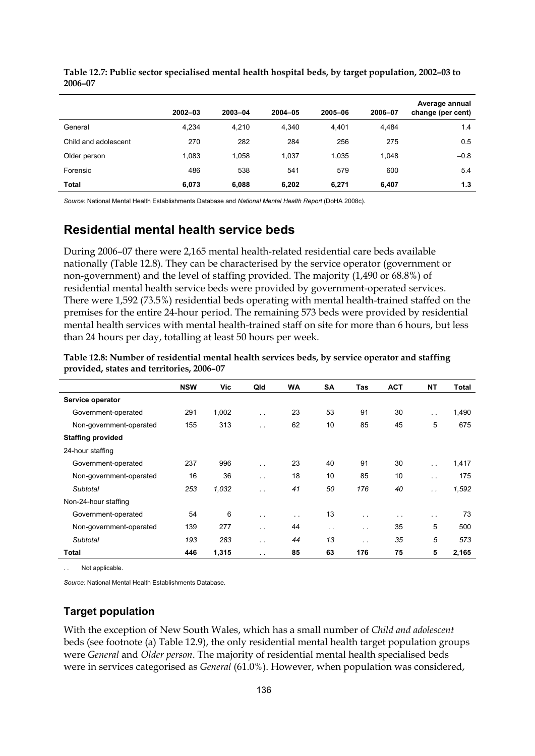**Table 12.7: Public sector specialised mental health hospital beds, by target population, 2002–03 to 2006–07**

| | 2002–03 | 2003–04 | 2004–05 | 2005–06 | 2006–07 | Average annual change (per cent) |
|---|---|---|---|---|---|---|
| General | 4,234 | 4,210 | 4,340 | 4,401 | 4,484 | 1.4 |
| Child and adolescent | 270 | 282 | 284 | 256 | 275 | 0.5 |
| Older person | 1,083 | 1,058 | 1,037 | 1,035 | 1,048 | –0.8 |
| Forensic | 486 | 538 | 541 | 579 | 600 | 5.4 |
| **Total** | **6,073** | **6,088** | **6,202** | **6,271** | **6,407** | **1.3** |

*Source:* National Mental Health Establishments Database and *National Mental Health Report* (DoHA 2008c).

## Residential mental health service beds

During 2006–07 there were 2,165 mental health-related residential care beds available nationally (Table 12.8). They can be characterised by the service operator (government or non-government) and the level of staffing provided. The majority (1,490 or 68.8%) of residential mental health service beds were provided by government-operated services. There were 1,592 (73.5%) residential beds operating with mental health-trained staffed on the premises for the entire 24-hour period. The remaining 573 beds were provided by residential mental health services with mental health-trained staff on site for more than 6 hours, but less than 24 hours per day, totalling at least 50 hours per week.

**Table 12.8: Number of residential mental health services beds, by service operator and staffing provided, states and territories, 2006–07**

| | NSW | Vic | Qld | WA | SA | Tas | ACT | NT | Total |
|---|---|---|---|---|---|---|---|---|---|
| **Service operator** | | | | | | | | | |
| Government-operated | 291 | 1,002 | . . | 23 | 53 | 91 | 30 | . . | 1,490 |
| Non-government-operated | 155 | 313 | . . | 62 | 10 | 85 | 45 | 5 | 675 |
| **Staffing provided** | | | | | | | | | |
| 24-hour staffing | | | | | | | | | |
| Government-operated | 237 | 996 | . . | 23 | 40 | 91 | 30 | . . | 1,417 |
| Non-government-operated | 16 | 36 | . . | 18 | 10 | 85 | 10 | . . | 175 |
| *Subtotal* | *253* | *1,032* | . . | *41* | *50* | *176* | *40* | . . | *1,592* |
| Non-24-hour staffing | | | | | | | | | |
| Government-operated | 54 | 6 | . . | . . | 13 | . . | . . | . . | 73 |
| Non-government-operated | 139 | 277 | . . | 44 | . . | . . | 35 | 5 | 500 |
| *Subtotal* | *193* | *283* | . . | *44* | *13* | . . | *35* | *5* | *573* |
| **Total** | **446** | **1,315** | **. .** | **85** | **63** | **176** | **75** | **5** | **2,165** |

. . Not applicable.

*Source:* National Mental Health Establishments Database.

### Target population

With the exception of New South Wales, which has a small number of *Child and adolescent* beds (see footnote (a) Table 12.9), the only residential mental health target population groups were *General* and *Older person*. The majority of residential mental health specialised beds were in services categorised as *General* (61.0%). However, when population was considered,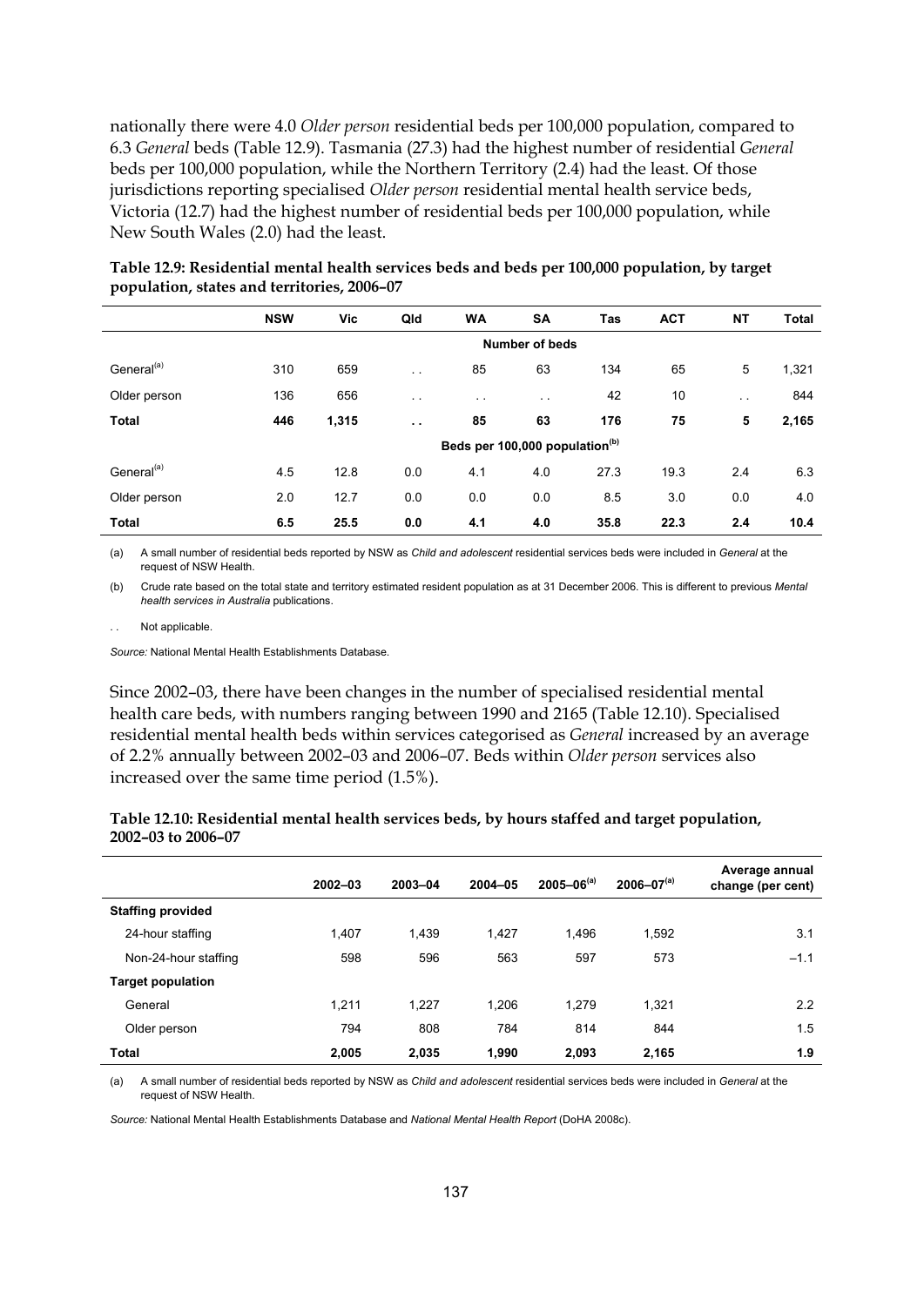nationally there were 4.0 *Older person* residential beds per 100,000 population, compared to 6.3 *General* beds (Table 12.9). Tasmania (27.3) had the highest number of residential *General* beds per 100,000 population, while the Northern Territory (2.4) had the least. Of those jurisdictions reporting specialised *Older person* residential mental health service beds, Victoria (12.7) had the highest number of residential beds per 100,000 population, while New South Wales (2.0) had the least.

**Table 12.9: Residential mental health services beds and beds per 100,000 population, by target population, states and territories, 2006–07**

| | NSW | Vic | Qld | WA | SA | Tas | ACT | NT | Total |
|---|---|---|---|---|---|---|---|---|---|
| | | | | | **Number of beds** | | | | |
| General[(a)] | 310 | 659 | . . | 85 | 63 | 134 | 65 | 5 | 1,321 |
| Older person | 136 | 656 | . . | . . | . . | 42 | 10 | . . | 844 |
| **Total** | **446** | **1,315** | **. .** | **85** | **63** | **176** | **75** | **5** | **2,165** |
| | | | | | **Beds per 100,000 population[(b)]** | | | | |
| General[(a)] | 4.5 | 12.8 | 0.0 | 4.1 | 4.0 | 27.3 | 19.3 | 2.4 | 6.3 |
| Older person | 2.0 | 12.7 | 0.0 | 0.0 | 0.0 | 8.5 | 3.0 | 0.0 | 4.0 |
| **Total** | **6.5** | **25.5** | **0.0** | **4.1** | **4.0** | **35.8** | **22.3** | **2.4** | **10.4** |

(a) A small number of residential beds reported by NSW as *Child and adolescent* residential services beds were included in *General* at the request of NSW Health.

(b) Crude rate based on the total state and territory estimated resident population as at 31 December 2006. This is different to previous *Mental health services in Australia* publications.

. . Not applicable.

*Source:* National Mental Health Establishments Database.

Since 2002–03, there have been changes in the number of specialised residential mental health care beds, with numbers ranging between 1990 and 2165 (Table 12.10). Specialised residential mental health beds within services categorised as *General* increased by an average of 2.2% annually between 2002–03 and 2006–07. Beds within *Older person* services also increased over the same time period (1.5%).

**Table 12.10: Residential mental health services beds, by hours staffed and target population, 2002–03 to 2006–07**

| | 2002–03 | 2003–04 | 2004–05 | 2005–06[(a)] | 2006–07[(a)] | Average annual change (per cent) |
|---|---|---|---|---|---|---|
| **Staffing provided** | | | | | | |
| 24-hour staffing | 1,407 | 1,439 | 1,427 | 1,496 | 1,592 | 3.1 |
| Non-24-hour staffing | 598 | 596 | 563 | 597 | 573 | −1.1 |
| **Target population** | | | | | | |
| General | 1,211 | 1,227 | 1,206 | 1,279 | 1,321 | 2.2 |
| Older person | 794 | 808 | 784 | 814 | 844 | 1.5 |
| **Total** | **2,005** | **2,035** | **1,990** | **2,093** | **2,165** | **1.9** |

(a) A small number of residential beds reported by NSW as *Child and adolescent* residential services beds were included in *General* at the request of NSW Health.

*Source:* National Mental Health Establishments Database and *National Mental Health Report* (DoHA 2008c).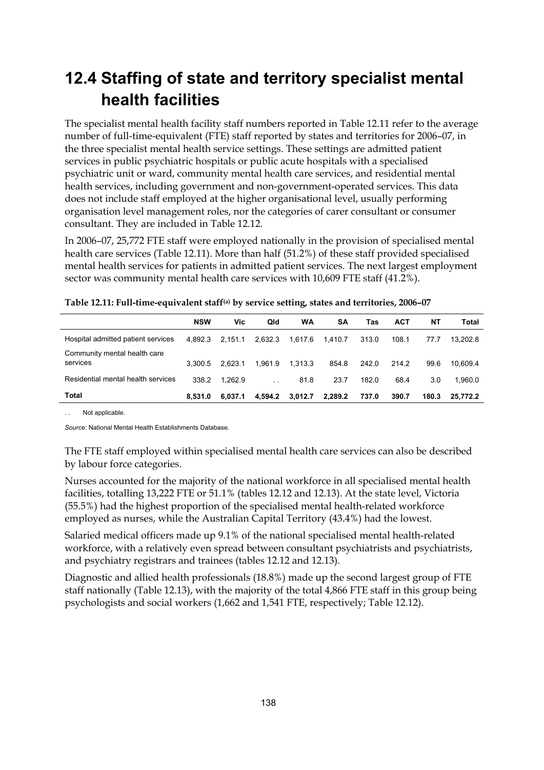# 12.4 Staffing of state and territory specialist mental health facilities

The specialist mental health facility staff numbers reported in Table 12.11 refer to the average number of full-time-equivalent (FTE) staff reported by states and territories for 2006–07, in the three specialist mental health service settings. These settings are admitted patient services in public psychiatric hospitals or public acute hospitals with a specialised psychiatric unit or ward, community mental health care services, and residential mental health services, including government and non-government-operated services. This data does not include staff employed at the higher organisational level, usually performing organisation level management roles, nor the categories of carer consultant or consumer consultant. They are included in Table 12.12.

In 2006–07, 25,772 FTE staff were employed nationally in the provision of specialised mental health care services (Table 12.11). More than half (51.2%) of these staff provided specialised mental health services for patients in admitted patient services. The next largest employment sector was community mental health care services with 10,609 FTE staff (41.2%).

**Table 12.11: Full-time-equivalent staff[(a)] by service setting, states and territories, 2006–07**

| | NSW | Vic | Qld | WA | SA | Tas | ACT | NT | Total |
|---|---|---|---|---|---|---|---|---|---|
| Hospital admitted patient services | 4,892.3 | 2,151.1 | 2,632.3 | 1,617.6 | 1,410.7 | 313.0 | 108.1 | 77.7 | 13,202.8 |
| Community mental health care services | 3,300.5 | 2,623.1 | 1,961.9 | 1,313.3 | 854.8 | 242.0 | 214.2 | 99.6 | 10,609.4 |
| Residential mental health services | 338.2 | 1,262.9 | . . | 81.8 | 23.7 | 182.0 | 68.4 | 3.0 | 1,960.0 |
| **Total** | **8,531.0** | **6,037.1** | **4,594.2** | **3,012.7** | **2,289.2** | **737.0** | **390.7** | **180.3** | **25,772.2** |

. . Not applicable.

*Source:* National Mental Health Establishments Database.

The FTE staff employed within specialised mental health care services can also be described by labour force categories.

Nurses accounted for the majority of the national workforce in all specialised mental health facilities, totalling 13,222 FTE or 51.1% (tables 12.12 and 12.13). At the state level, Victoria (55.5%) had the highest proportion of the specialised mental health-related workforce employed as nurses, while the Australian Capital Territory (43.4%) had the lowest.

Salaried medical officers made up 9.1% of the national specialised mental health-related workforce, with a relatively even spread between consultant psychiatrists and psychiatrists, and psychiatry registrars and trainees (tables 12.12 and 12.13).

Diagnostic and allied health professionals (18.8%) made up the second largest group of FTE staff nationally (Table 12.13), with the majority of the total 4,866 FTE staff in this group being psychologists and social workers (1,662 and 1,541 FTE, respectively; Table 12.12).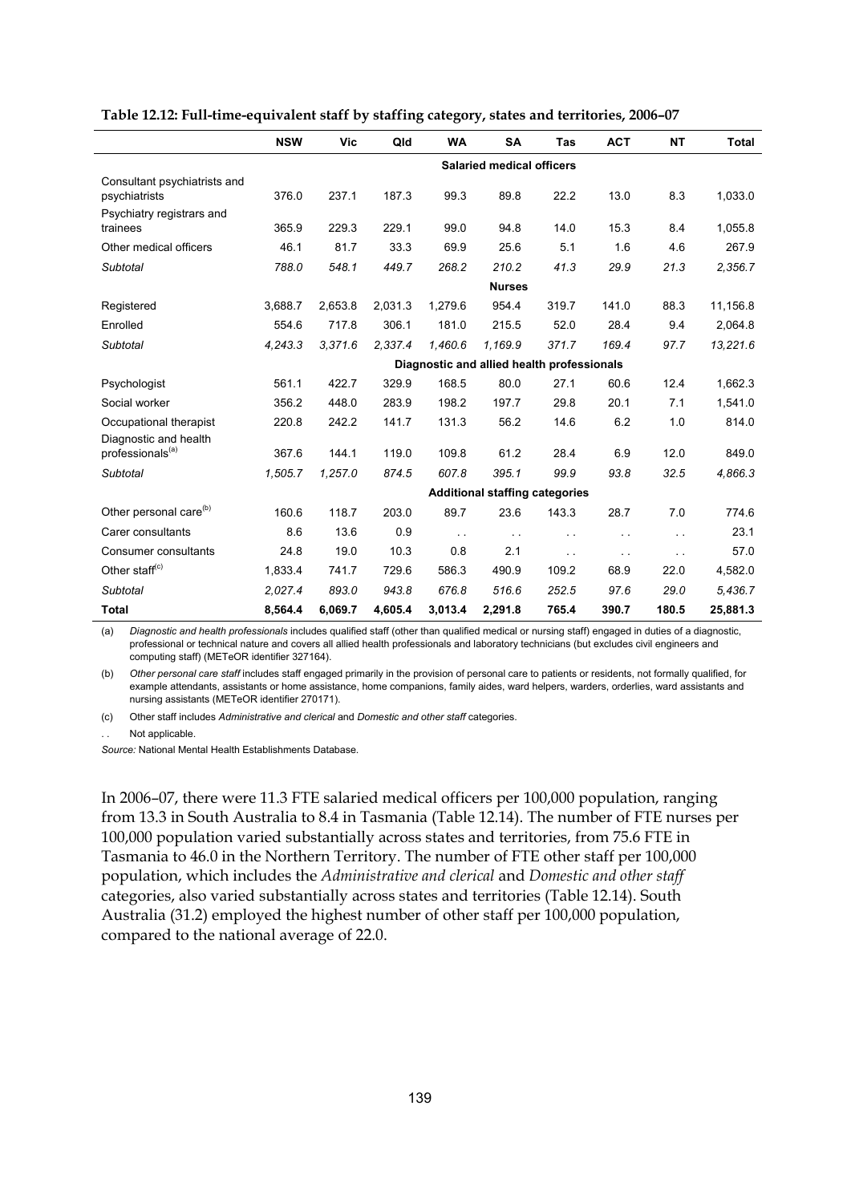**Table 12.12: Full-time-equivalent staff by staffing category, states and territories, 2006–07**

| | NSW | Vic | Qld | WA | SA | Tas | ACT | NT | Total |
|---|---|---|---|---|---|---|---|---|---|
| | | | | | **Salaried medical officers** | | | | |
| Consultant psychiatrists and psychiatrists | 376.0 | 237.1 | 187.3 | 99.3 | 89.8 | 22.2 | 13.0 | 8.3 | 1,033.0 |
| Psychiatry registrars and trainees | 365.9 | 229.3 | 229.1 | 99.0 | 94.8 | 14.0 | 15.3 | 8.4 | 1,055.8 |
| Other medical officers | 46.1 | 81.7 | 33.3 | 69.9 | 25.6 | 5.1 | 1.6 | 4.6 | 267.9 |
| *Subtotal* | *788.0* | *548.1* | *449.7* | *268.2* | *210.2* | *41.3* | *29.9* | *21.3* | *2,356.7* |
| | | | | | **Nurses** | | | | |
| Registered | 3,688.7 | 2,653.8 | 2,031.3 | 1,279.6 | 954.4 | 319.7 | 141.0 | 88.3 | 11,156.8 |
| Enrolled | 554.6 | 717.8 | 306.1 | 181.0 | 215.5 | 52.0 | 28.4 | 9.4 | 2,064.8 |
| *Subtotal* | *4,243.3* | *3,371.6* | *2,337.4* | *1,460.6* | *1,169.9* | *371.7* | *169.4* | *97.7* | *13,221.6* |
| | | | | | **Diagnostic and allied health professionals** | | | | |
| Psychologist | 561.1 | 422.7 | 329.9 | 168.5 | 80.0 | 27.1 | 60.6 | 12.4 | 1,662.3 |
| Social worker | 356.2 | 448.0 | 283.9 | 198.2 | 197.7 | 29.8 | 20.1 | 7.1 | 1,541.0 |
| Occupational therapist | 220.8 | 242.2 | 141.7 | 131.3 | 56.2 | 14.6 | 6.2 | 1.0 | 814.0 |
| Diagnostic and health professionals[(a)] | 367.6 | 144.1 | 119.0 | 109.8 | 61.2 | 28.4 | 6.9 | 12.0 | 849.0 |
| *Subtotal* | *1,505.7* | *1,257.0* | *874.5* | *607.8* | *395.1* | *99.9* | *93.8* | *32.5* | *4,866.3* |
| | | | | | **Additional staffing categories** | | | | |
| Other personal care[(b)] | 160.6 | 118.7 | 203.0 | 89.7 | 23.6 | 143.3 | 28.7 | 7.0 | 774.6 |
| Carer consultants | 8.6 | 13.6 | 0.9 | . . | . . | . . | . . | . . | 23.1 |
| Consumer consultants | 24.8 | 19.0 | 10.3 | 0.8 | 2.1 | . . | . . | . . | 57.0 |
| Other staff[(c)] | 1,833.4 | 741.7 | 729.6 | 586.3 | 490.9 | 109.2 | 68.9 | 22.0 | 4,582.0 |
| *Subtotal* | *2,027.4* | *893.0* | *943.8* | *676.8* | *516.6* | *252.5* | *97.6* | *29.0* | *5,436.7* |
| **Total** | **8,564.4** | **6,069.7** | **4,605.4** | **3,013.4** | **2,291.8** | **765.4** | **390.7** | **180.5** | **25,881.3** |

(a) *Diagnostic and health professionals* includes qualified staff (other than qualified medical or nursing staff) engaged in duties of a diagnostic, professional or technical nature and covers all allied health professionals and laboratory technicians (but excludes civil engineers and computing staff) (METeOR identifier 327164).

(b) *Other personal care staff* includes staff engaged primarily in the provision of personal care to patients or residents, not formally qualified, for example attendants, assistants or home assistance, home companions, family aides, ward helpers, warders, orderlies, ward assistants and nursing assistants (METeOR identifier 270171).

(c) Other staff includes *Administrative and clerical* and *Domestic and other staff* categories.

. . Not applicable.

*Source:* National Mental Health Establishments Database.

In 2006–07, there were 11.3 FTE salaried medical officers per 100,000 population, ranging from 13.3 in South Australia to 8.4 in Tasmania (Table 12.14). The number of FTE nurses per 100,000 population varied substantially across states and territories, from 75.6 FTE in Tasmania to 46.0 in the Northern Territory. The number of FTE other staff per 100,000 population, which includes the *Administrative and clerical* and *Domestic and other staff* categories, also varied substantially across states and territories (Table 12.14). South Australia (31.2) employed the highest number of other staff per 100,000 population, compared to the national average of 22.0.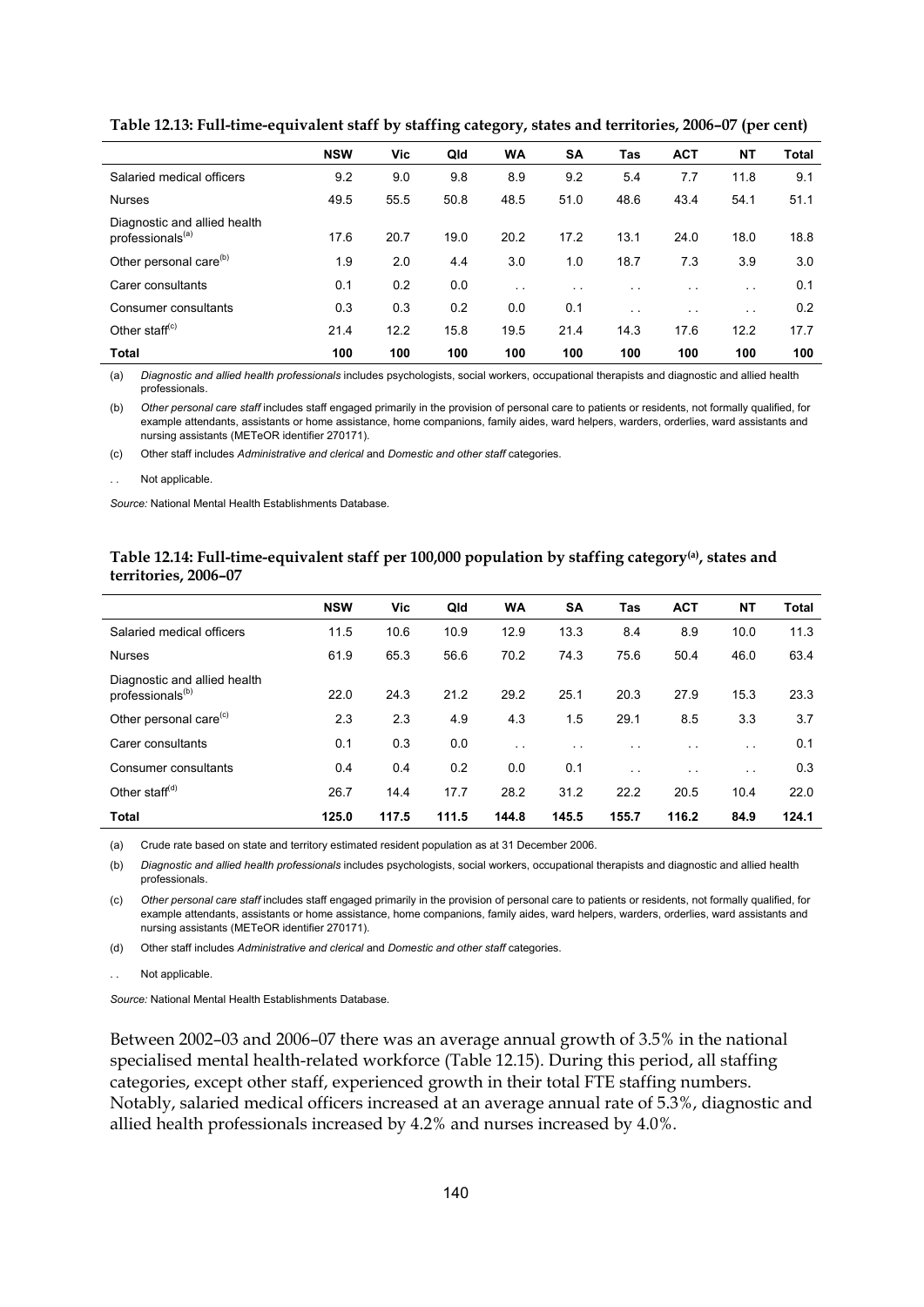**Table 12.13: Full-time-equivalent staff by staffing category, states and territories, 2006–07 (per cent)**

| | NSW | Vic | Qld | WA | SA | Tas | ACT | NT | Total |
|---|---|---|---|---|---|---|---|---|---|
| Salaried medical officers | 9.2 | 9.0 | 9.8 | 8.9 | 9.2 | 5.4 | 7.7 | 11.8 | 9.1 |
| Nurses | 49.5 | 55.5 | 50.8 | 48.5 | 51.0 | 48.6 | 43.4 | 54.1 | 51.1 |
| Diagnostic and allied health professionals[(a)] | 17.6 | 20.7 | 19.0 | 20.2 | 17.2 | 13.1 | 24.0 | 18.0 | 18.8 |
| Other personal care[(b)] | 1.9 | 2.0 | 4.4 | 3.0 | 1.0 | 18.7 | 7.3 | 3.9 | 3.0 |
| Carer consultants | 0.1 | 0.2 | 0.0 | . . | . . | . . | . . | . . | 0.1 |
| Consumer consultants | 0.3 | 0.3 | 0.2 | 0.0 | 0.1 | . . | . . | . . | 0.2 |
| Other staff[(c)] | 21.4 | 12.2 | 15.8 | 19.5 | 21.4 | 14.3 | 17.6 | 12.2 | 17.7 |
| **Total** | **100** | **100** | **100** | **100** | **100** | **100** | **100** | **100** | **100** |

(a) *Diagnostic and allied health professionals* includes psychologists, social workers, occupational therapists and diagnostic and allied health professionals.

(b) *Other personal care staff* includes staff engaged primarily in the provision of personal care to patients or residents, not formally qualified, for example attendants, assistants or home assistance, home companions, family aides, ward helpers, warders, orderlies, ward assistants and nursing assistants (METeOR identifier 270171).

(c) Other staff includes *Administrative and clerical* and *Domestic and other staff* categories.

. . Not applicable.

*Source:* National Mental Health Establishments Database.

**Table 12.14: Full-time-equivalent staff per 100,000 population by staffing category[(a)], states and territories, 2006–07**

| | NSW | Vic | Qld | WA | SA | Tas | ACT | NT | Total |
|---|---|---|---|---|---|---|---|---|---|
| Salaried medical officers | 11.5 | 10.6 | 10.9 | 12.9 | 13.3 | 8.4 | 8.9 | 10.0 | 11.3 |
| Nurses | 61.9 | 65.3 | 56.6 | 70.2 | 74.3 | 75.6 | 50.4 | 46.0 | 63.4 |
| Diagnostic and allied health professionals[(b)] | 22.0 | 24.3 | 21.2 | 29.2 | 25.1 | 20.3 | 27.9 | 15.3 | 23.3 |
| Other personal care[(c)] | 2.3 | 2.3 | 4.9 | 4.3 | 1.5 | 29.1 | 8.5 | 3.3 | 3.7 |
| Carer consultants | 0.1 | 0.3 | 0.0 | . . | . . | . . | . . | . . | 0.1 |
| Consumer consultants | 0.4 | 0.4 | 0.2 | 0.0 | 0.1 | . . | . . | . . | 0.3 |
| Other staff[(d)] | 26.7 | 14.4 | 17.7 | 28.2 | 31.2 | 22.2 | 20.5 | 10.4 | 22.0 |
| **Total** | **125.0** | **117.5** | **111.5** | **144.8** | **145.5** | **155.7** | **116.2** | **84.9** | **124.1** |

(a) Crude rate based on state and territory estimated resident population as at 31 December 2006.

(b) *Diagnostic and allied health professionals* includes psychologists, social workers, occupational therapists and diagnostic and allied health professionals.

(c) *Other personal care staff* includes staff engaged primarily in the provision of personal care to patients or residents, not formally qualified, for example attendants, assistants or home assistance, home companions, family aides, ward helpers, warders, orderlies, ward assistants and nursing assistants (METeOR identifier 270171).

(d) Other staff includes *Administrative and clerical* and *Domestic and other staff* categories.

. . Not applicable.

*Source:* National Mental Health Establishments Database.

Between 2002–03 and 2006–07 there was an average annual growth of 3.5% in the national specialised mental health-related workforce (Table 12.15). During this period, all staffing categories, except other staff, experienced growth in their total FTE staffing numbers. Notably, salaried medical officers increased at an average annual rate of 5.3%, diagnostic and allied health professionals increased by 4.2% and nurses increased by 4.0%.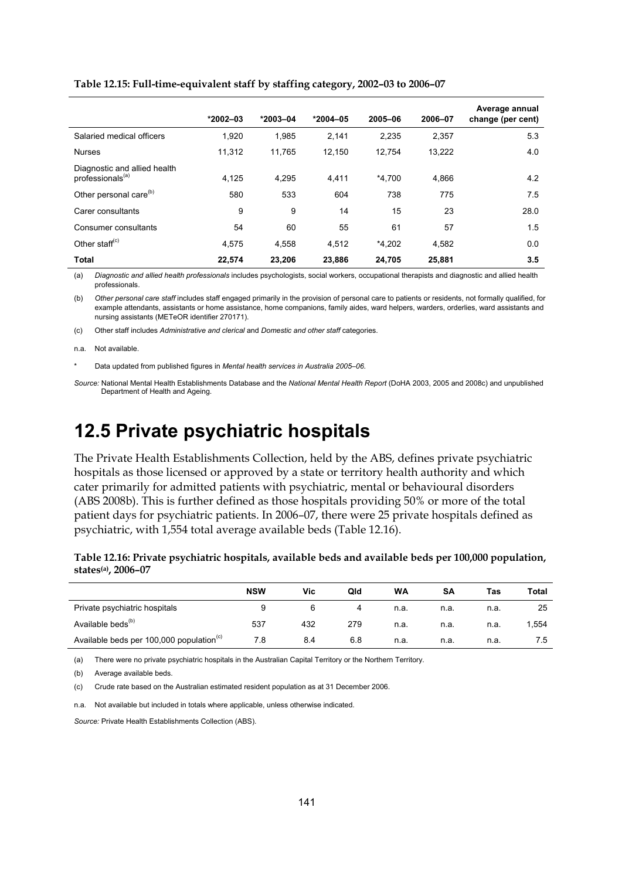**Table 12.15: Full-time-equivalent staff by staffing category, 2002–03 to 2006–07**

| | *2002–03 | *2003–04 | *2004–05 | 2005–06 | 2006–07 | Average annual change (per cent) |
|---|---|---|---|---|---|---|
| Salaried medical officers | 1,920 | 1,985 | 2,141 | 2,235 | 2,357 | 5.3 |
| Nurses | 11,312 | 11,765 | 12,150 | 12,754 | 13,222 | 4.0 |
| Diagnostic and allied health professionals[(a)] | 4,125 | 4,295 | 4,411 | *4,700 | 4,866 | 4.2 |
| Other personal care[(b)] | 580 | 533 | 604 | 738 | 775 | 7.5 |
| Carer consultants | 9 | 9 | 14 | 15 | 23 | 28.0 |
| Consumer consultants | 54 | 60 | 55 | 61 | 57 | 1.5 |
| Other staff[(c)] | 4,575 | 4,558 | 4,512 | *4,202 | 4,582 | 0.0 |
| **Total** | **22,574** | **23,206** | **23,886** | **24,705** | **25,881** | **3.5** |

(a) *Diagnostic and allied health professionals* includes psychologists, social workers, occupational therapists and diagnostic and allied health professionals.

(b) *Other personal care staff* includes staff engaged primarily in the provision of personal care to patients or residents, not formally qualified, for example attendants, assistants or home assistance, home companions, family aides, ward helpers, warders, orderlies, ward assistants and nursing assistants (METeOR identifier 270171).

(c) Other staff includes *Administrative and clerical* and *Domestic and other staff* categories.

n.a. Not available.

\* Data updated from published figures in *Mental health services in Australia 2005–06*.

*Source:* National Mental Health Establishments Database and the *National Mental Health Report* (DoHA 2003, 2005 and 2008c) and unpublished Department of Health and Ageing.

# 12.5 Private psychiatric hospitals

The Private Health Establishments Collection, held by the ABS, defines private psychiatric hospitals as those licensed or approved by a state or territory health authority and which cater primarily for admitted patients with psychiatric, mental or behavioural disorders (ABS 2008b). This is further defined as those hospitals providing 50% or more of the total patient days for psychiatric patients. In 2006–07, there were 25 private hospitals defined as psychiatric, with 1,554 total average available beds (Table 12.16).

**Table 12.16: Private psychiatric hospitals, available beds and available beds per 100,000 population, states[(a)], 2006–07**

| | NSW | Vic | Qld | WA | SA | Tas | Total |
|---|---|---|---|---|---|---|---|
| Private psychiatric hospitals | 9 | 6 | 4 | n.a. | n.a. | n.a. | 25 |
| Available beds[(b)] | 537 | 432 | 279 | n.a. | n.a. | n.a. | 1,554 |
| Available beds per 100,000 population[(c)] | 7.8 | 8.4 | 6.8 | n.a. | n.a. | n.a. | 7.5 |

(a) There were no private psychiatric hospitals in the Australian Capital Territory or the Northern Territory.

(b) Average available beds.

(c) Crude rate based on the Australian estimated resident population as at 31 December 2006.

n.a. Not available but included in totals where applicable, unless otherwise indicated.

*Source:* Private Health Establishments Collection (ABS).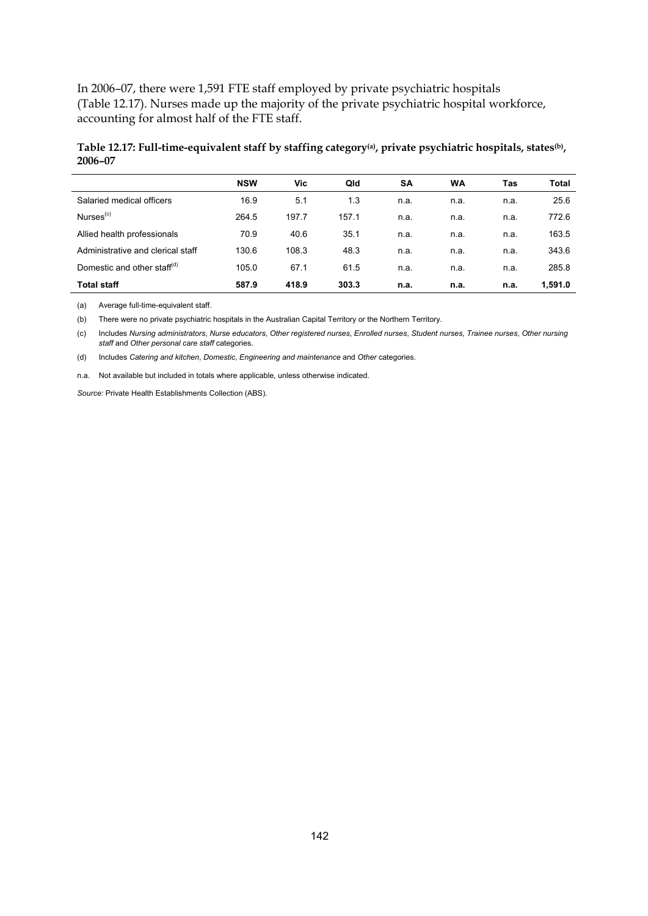In 2006–07, there were 1,591 FTE staff employed by private psychiatric hospitals (Table 12.17). Nurses made up the majority of the private psychiatric hospital workforce, accounting for almost half of the FTE staff.

**Table 12.17: Full-time-equivalent staff by staffing category[(a)], private psychiatric hospitals, states[(b)], 2006–07**

| | NSW | Vic | Qld | SA | WA | Tas | Total |
|---|---|---|---|---|---|---|---|
| Salaried medical officers | 16.9 | 5.1 | 1.3 | n.a. | n.a. | n.a. | 25.6 |
| Nurses[(c)] | 264.5 | 197.7 | 157.1 | n.a. | n.a. | n.a. | 772.6 |
| Allied health professionals | 70.9 | 40.6 | 35.1 | n.a. | n.a. | n.a. | 163.5 |
| Administrative and clerical staff | 130.6 | 108.3 | 48.3 | n.a. | n.a. | n.a. | 343.6 |
| Domestic and other staff[(d)] | 105.0 | 67.1 | 61.5 | n.a. | n.a. | n.a. | 285.8 |
| **Total staff** | **587.9** | **418.9** | **303.3** | **n.a.** | **n.a.** | **n.a.** | **1,591.0** |

(a) Average full-time-equivalent staff.

(b) There were no private psychiatric hospitals in the Australian Capital Territory or the Northern Territory.

(c) Includes *Nursing administrators*, *Nurse educators*, *Other registered nurses*, *Enrolled nurses*, *Student nurses*, *Trainee nurses*, *Other nursing staff* and *Other personal care staff* categories.

(d) Includes *Catering and kitchen*, *Domestic*, *Engineering and maintenance* and *Other* categories.

n.a. Not available but included in totals where applicable, unless otherwise indicated.

*Source:* Private Health Establishments Collection (ABS).